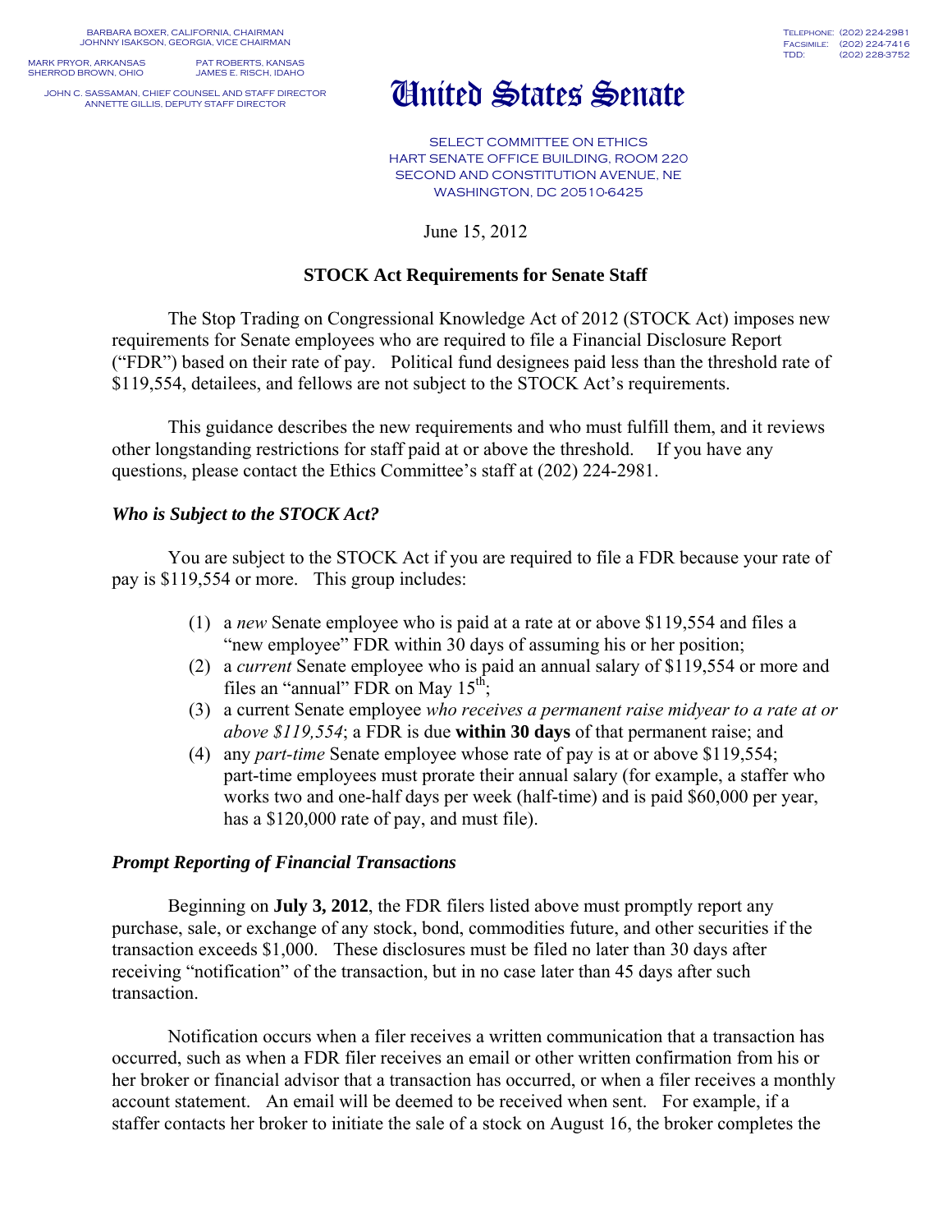BARBARA BOXER, CALIFORNIA, CHAIRMAN
JOHNNY ISAKSON, GEORGIA, VICE CHAIRMAN

MARK PRYOR, ARKANSAS
SHERROD BROWN, OHIO

PAT ROBERTS, KANSAS
JAMES E. RISCH, IDAHO

JOHN C. SASSAMAN, CHIEF COUNSEL AND STAFF DIRECTOR
ANNETTE GILLIS, DEPUTY STAFF DIRECTOR

TELEPHONE: (202) 224-2981
FACSIMILE: (202) 224-7416
TDD: (202) 228-3752

# United States Senate

SELECT COMMITTEE ON ETHICS
HART SENATE OFFICE BUILDING, ROOM 220
SECOND AND CONSTITUTION AVENUE, NE
WASHINGTON, DC 20510-6425

June 15, 2012

## STOCK Act Requirements for Senate Staff

The Stop Trading on Congressional Knowledge Act of 2012 (STOCK Act) imposes new requirements for Senate employees who are required to file a Financial Disclosure Report ("FDR") based on their rate of pay. Political fund designees paid less than the threshold rate of $119,554, detailees, and fellows are not subject to the STOCK Act's requirements.

This guidance describes the new requirements and who must fulfill them, and it reviews other longstanding restrictions for staff paid at or above the threshold. If you have any questions, please contact the Ethics Committee's staff at (202) 224-2981.

### *Who is Subject to the STOCK Act?*

You are subject to the STOCK Act if you are required to file a FDR because your rate of pay is $119,554 or more. This group includes:

(1) a *new* Senate employee who is paid at a rate at or above $119,554 and files a "new employee" FDR within 30 days of assuming his or her position;
(2) a *current* Senate employee who is paid an annual salary of $119,554 or more and files an "annual" FDR on May 15th;
(3) a current Senate employee *who receives a permanent raise midyear to a rate at or above $119,554*; a FDR is due **within 30 days** of that permanent raise; and
(4) any *part-time* Senate employee whose rate of pay is at or above $119,554; part-time employees must prorate their annual salary (for example, a staffer who works two and one-half days per week (half-time) and is paid $60,000 per year, has a $120,000 rate of pay, and must file).

### *Prompt Reporting of Financial Transactions*

Beginning on **July 3, 2012**, the FDR filers listed above must promptly report any purchase, sale, or exchange of any stock, bond, commodities future, and other securities if the transaction exceeds $1,000. These disclosures must be filed no later than 30 days after receiving "notification" of the transaction, but in no case later than 45 days after such transaction.

Notification occurs when a filer receives a written communication that a transaction has occurred, such as when a FDR filer receives an email or other written confirmation from his or her broker or financial advisor that a transaction has occurred, or when a filer receives a monthly account statement. An email will be deemed to be received when sent. For example, if a staffer contacts her broker to initiate the sale of a stock on August 16, the broker completes the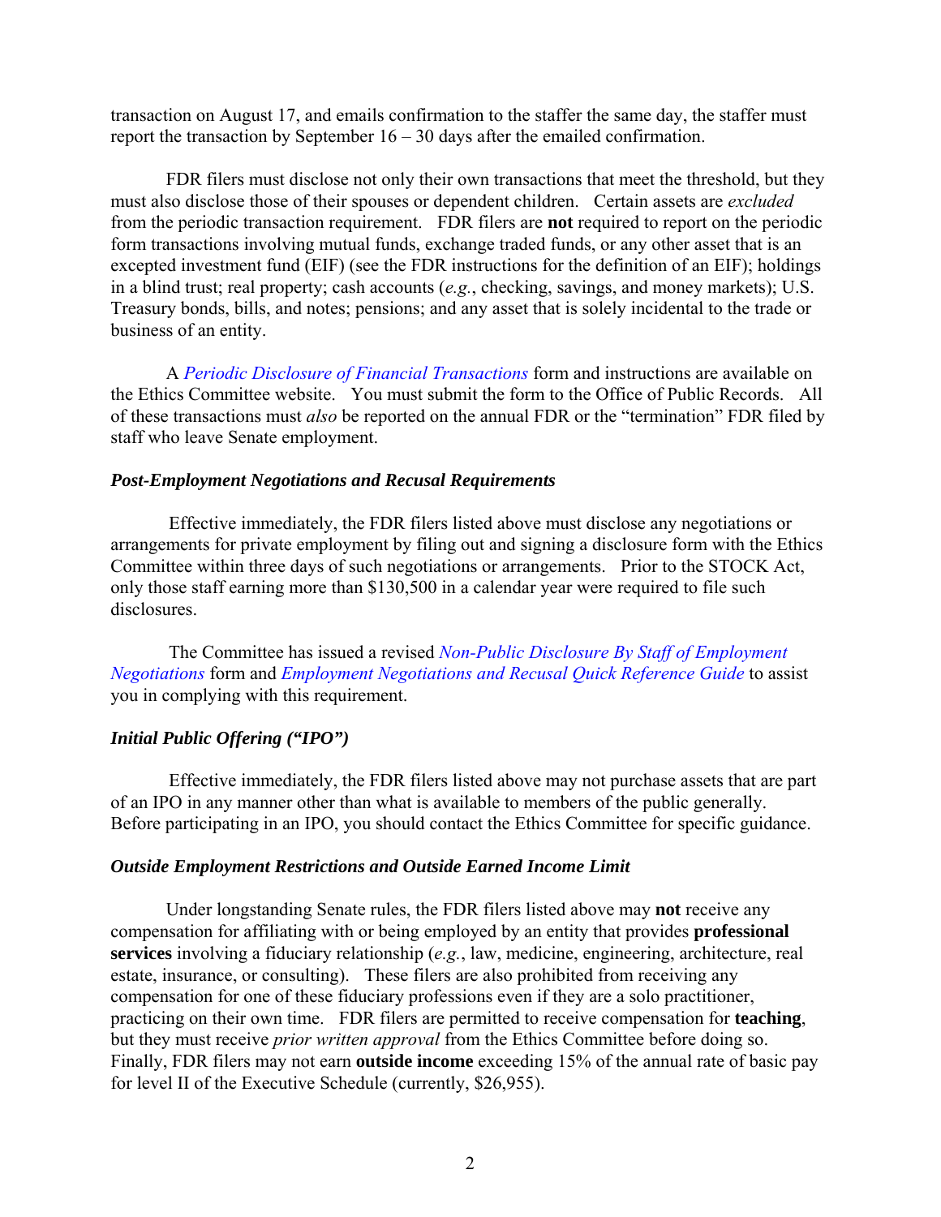transaction on August 17, and emails confirmation to the staffer the same day, the staffer must report the transaction by September 16 – 30 days after the emailed confirmation.

FDR filers must disclose not only their own transactions that meet the threshold, but they must also disclose those of their spouses or dependent children. Certain assets are *excluded* from the periodic transaction requirement. FDR filers are **not** required to report on the periodic form transactions involving mutual funds, exchange traded funds, or any other asset that is an excepted investment fund (EIF) (see the FDR instructions for the definition of an EIF); holdings in a blind trust; real property; cash accounts (*e.g.*, checking, savings, and money markets); U.S. Treasury bonds, bills, and notes; pensions; and any asset that is solely incidental to the trade or business of an entity.

A *Periodic Disclosure of Financial Transactions* form and instructions are available on the Ethics Committee website. You must submit the form to the Office of Public Records. All of these transactions must *also* be reported on the annual FDR or the "termination" FDR filed by staff who leave Senate employment.

### *Post-Employment Negotiations and Recusal Requirements*

Effective immediately, the FDR filers listed above must disclose any negotiations or arrangements for private employment by filing out and signing a disclosure form with the Ethics Committee within three days of such negotiations or arrangements. Prior to the STOCK Act, only those staff earning more than $130,500 in a calendar year were required to file such disclosures.

The Committee has issued a revised *Non-Public Disclosure By Staff of Employment Negotiations* form and *Employment Negotiations and Recusal Quick Reference Guide* to assist you in complying with this requirement.

### *Initial Public Offering ("IPO")*

Effective immediately, the FDR filers listed above may not purchase assets that are part of an IPO in any manner other than what is available to members of the public generally. Before participating in an IPO, you should contact the Ethics Committee for specific guidance.

### *Outside Employment Restrictions and Outside Earned Income Limit*

Under longstanding Senate rules, the FDR filers listed above may **not** receive any compensation for affiliating with or being employed by an entity that provides **professional services** involving a fiduciary relationship (*e.g.*, law, medicine, engineering, architecture, real estate, insurance, or consulting). These filers are also prohibited from receiving any compensation for one of these fiduciary professions even if they are a solo practitioner, practicing on their own time. FDR filers are permitted to receive compensation for **teaching**, but they must receive *prior written approval* from the Ethics Committee before doing so. Finally, FDR filers may not earn **outside income** exceeding 15% of the annual rate of basic pay for level II of the Executive Schedule (currently, $26,955).